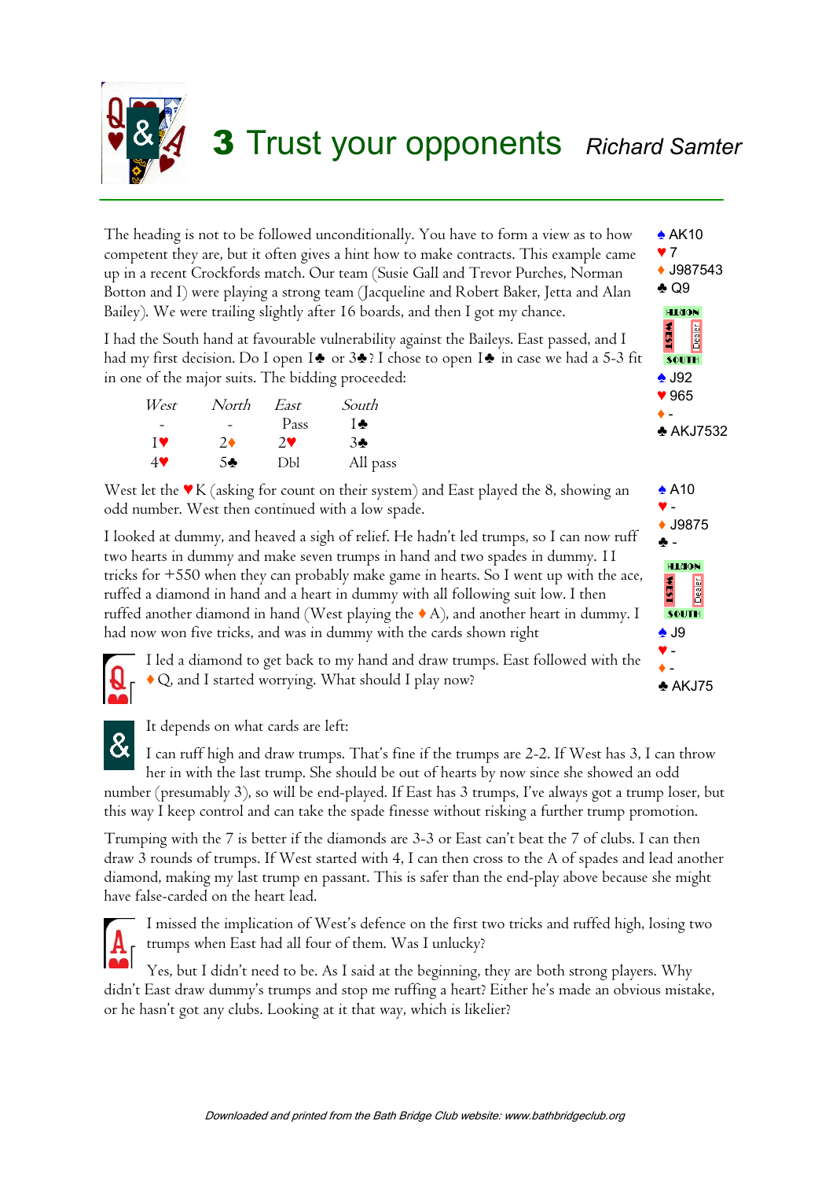# 3 Trust your opponents *Richard Samter*

The heading is not to be followed unconditionally. You have to form a view as to how competent they are, but it often gives a hint how to make contracts. This example came up in a recent Crockfords match. Our team (Susie Gall and Trevor Purches, Norman Botton and I) were playing a strong team (Jacqueline and Robert Baker, Jetta and Alan Bailey). We were trailing slightly after 16 boards, and then I got my chance.

♠ AK10
♥ 7
♦ J987543
♣ Q9

NORTH / WEST / Dealer / SOUTH

♠ J92
♥ 965
♦ -
♣ AKJ7532

I had the South hand at favourable vulnerability against the Baileys. East passed, and I had my first decision. Do I open 1♣ or 3♣? I chose to open 1♣ in case we had a 5-3 fit in one of the major suits. The bidding proceeded:

| *West* | *North* | *East* | *South* |
|---|---|---|---|
| - | - | Pass | 1♣ |
| 1♥ | 2♦ | 2♥ | 3♣ |
| 4♥ | 5♣ | Dbl | All pass |

West let the ♥K (asking for count on their system) and East played the 8, showing an odd number. West then continued with a low spade.

I looked at dummy, and heaved a sigh of relief. He hadn't led trumps, so I can now ruff two hearts in dummy and make seven trumps in hand and two spades in dummy. 11 tricks for +550 when they can probably make game in hearts. So I went up with the ace, ruffed a diamond in hand and a heart in dummy with all following suit low. I then ruffed another diamond in hand (West playing the ♦A), and another heart in dummy. I had now won five tricks, and was in dummy with the cards shown right

♠ A10
♥ -
♦ J9875
♣ -

NORTH / WEST / Dealer / SOUTH

♠ J9
♥ -
♦ -
♣ AKJ75

**Q:** I led a diamond to get back to my hand and draw trumps. East followed with the ♦Q, and I started worrying. What should I play now?

**&:** It depends on what cards are left:

I can ruff high and draw trumps. That's fine if the trumps are 2-2. If West has 3, I can throw her in with the last trump. She should be out of hearts by now since she showed an odd number (presumably 3), so will be end-played. If East has 3 trumps, I've always got a trump loser, but this way I keep control and can take the spade finesse without risking a further trump promotion.

Trumping with the 7 is better if the diamonds are 3-3 or East can't beat the 7 of clubs. I can then draw 3 rounds of trumps. If West started with 4, I can then cross to the A of spades and lead another diamond, making my last trump en passant. This is safer than the end-play above because she might have false-carded on the heart lead.

**A:** I missed the implication of West's defence on the first two tricks and ruffed high, losing two trumps when East had all four of them. Was I unlucky?

Yes, but I didn't need to be. As I said at the beginning, they are both strong players. Why didn't East draw dummy's trumps and stop me ruffing a heart? Either he's made an obvious mistake, or he hasn't got any clubs. Looking at it that way, which is likelier?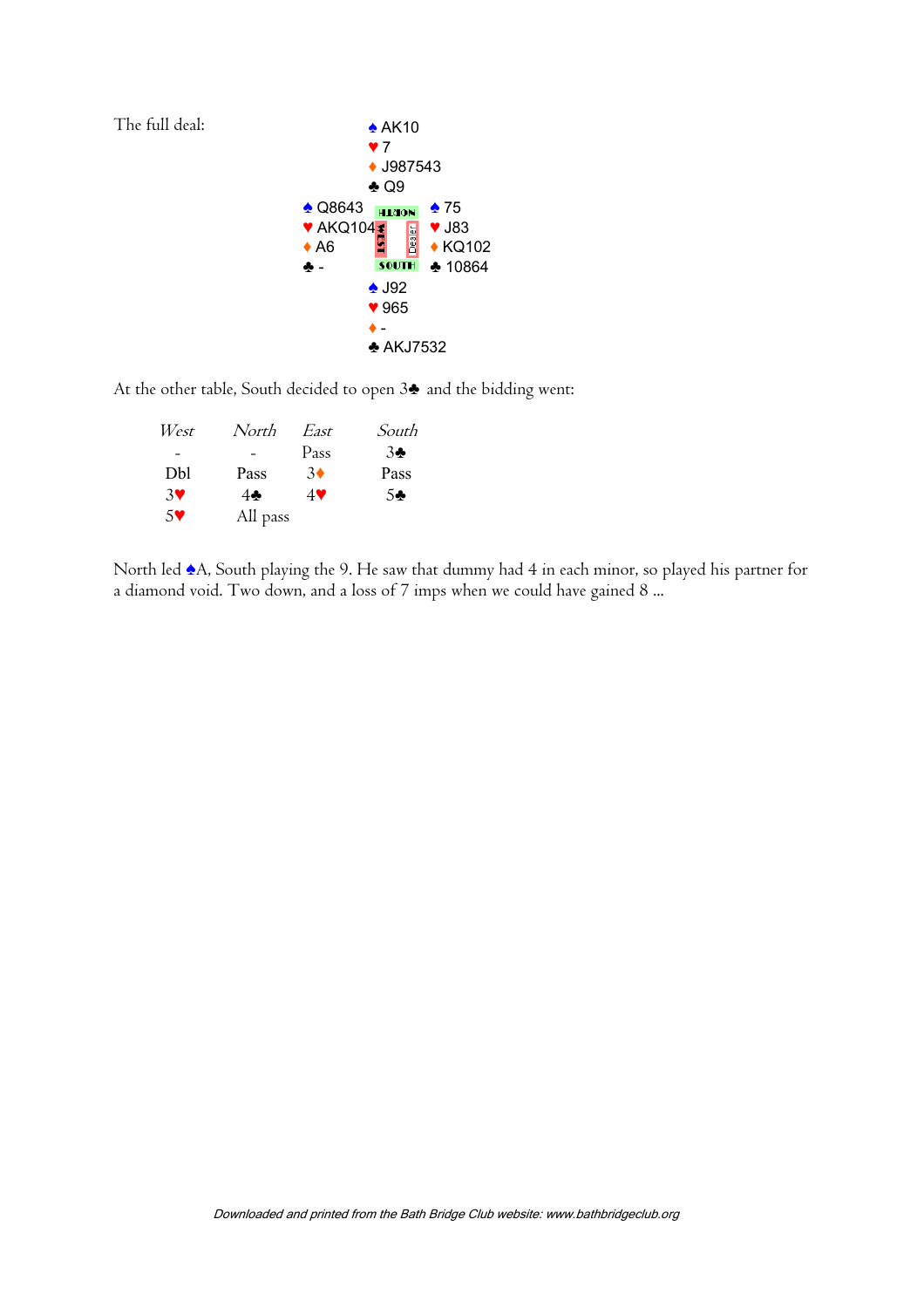The full deal:

| | | |
|---|---|---|
| | ♠ AK10<br>♥ 7<br>♦ J987543<br>♣ Q9 | |
| ♠ Q8643<br>♥ AKQ104<br>♦ A6<br>♣ - | NORTH / WEST / Dealer / SOUTH | ♠ 75<br>♥ J83<br>♦ KQ102<br>♣ 10864 |
| | ♠ J92<br>♥ 965<br>♦ -<br>♣ AKJ7532 | |

At the other table, South decided to open 3♣ and the bidding went:

| *West* | *North* | *East* | *South* |
|---|---|---|---|
| - | - | Pass | 3♣ |
| Dbl | Pass | 3♦ | Pass |
| 3♥ | 4♣ | 4♥ | 5♣ |
| 5♥ | All pass | | |

North led ♠A, South playing the 9. He saw that dummy had 4 in each minor, so played his partner for a diamond void. Two down, and a loss of 7 imps when we could have gained 8 ...